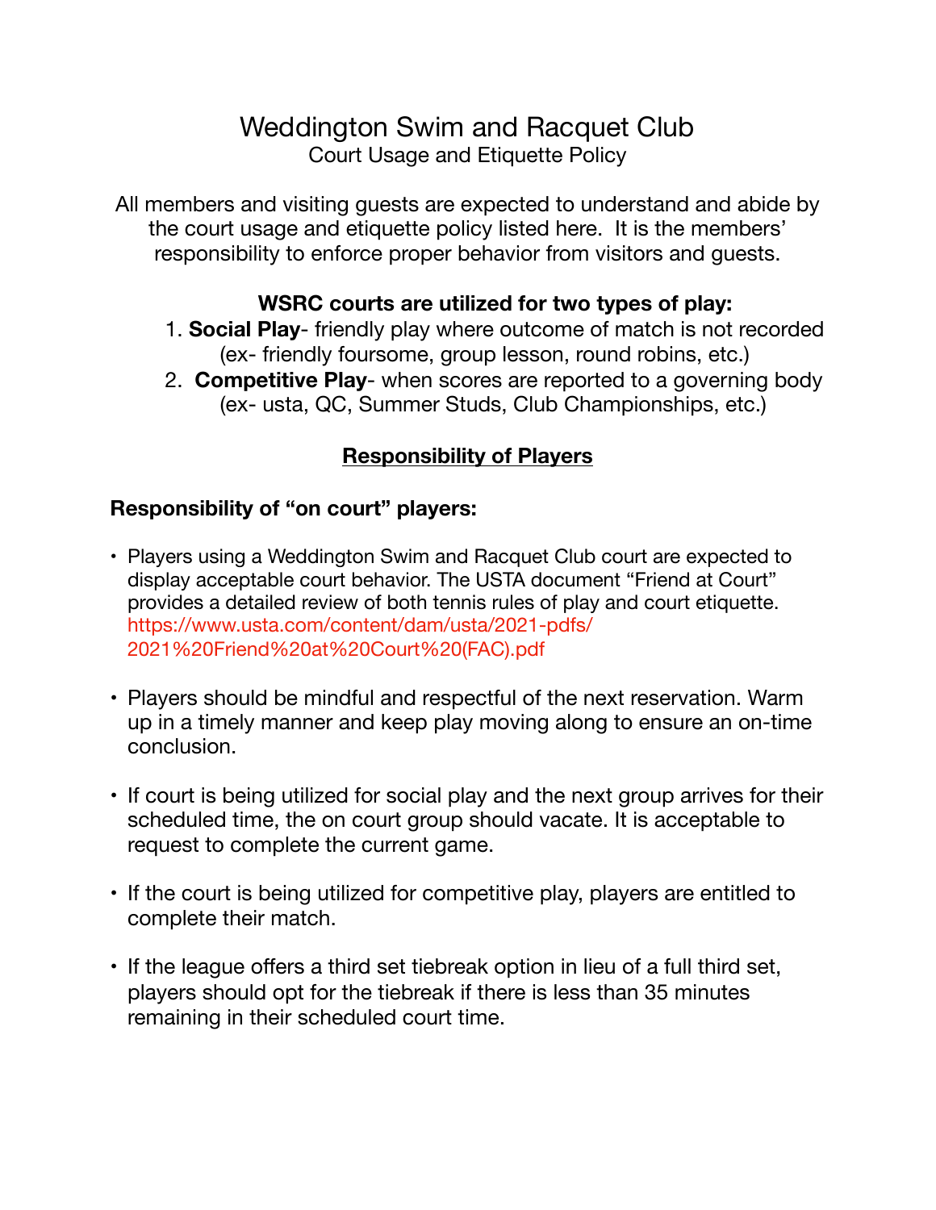# Weddington Swim and Racquet Club

Court Usage and Etiquette Policy

All members and visiting guests are expected to understand and abide by the court usage and etiquette policy listed here. It is the members' responsibility to enforce proper behavior from visitors and guests.

**WSRC courts are utilized for two types of play:**

1. **Social Play**- friendly play where outcome of match is not recorded (ex- friendly foursome, group lesson, round robins, etc.)
2. **Competitive Play**- when scores are reported to a governing body (ex- usta, QC, Summer Studs, Club Championships, etc.)

## Responsibility of Players

### Responsibility of "on court" players:

- Players using a Weddington Swim and Racquet Club court are expected to display acceptable court behavior. The USTA document "Friend at Court" provides a detailed review of both tennis rules of play and court etiquette. https://www.usta.com/content/dam/usta/2021-pdfs/2021%20Friend%20at%20Court%20(FAC).pdf

- Players should be mindful and respectful of the next reservation. Warm up in a timely manner and keep play moving along to ensure an on-time conclusion.

- If court is being utilized for social play and the next group arrives for their scheduled time, the on court group should vacate. It is acceptable to request to complete the current game.

- If the court is being utilized for competitive play, players are entitled to complete their match.

- If the league offers a third set tiebreak option in lieu of a full third set, players should opt for the tiebreak if there is less than 35 minutes remaining in their scheduled court time.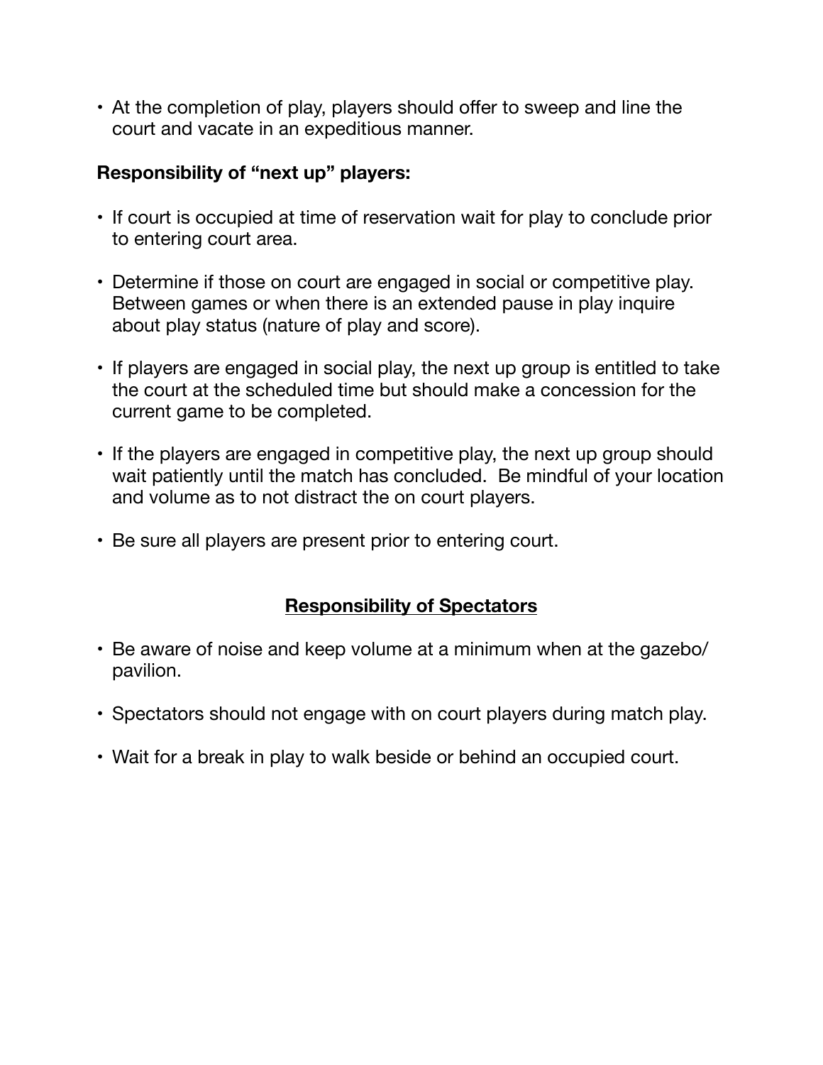- At the completion of play, players should offer to sweep and line the court and vacate in an expeditious manner.

**Responsibility of "next up" players:**

- If court is occupied at time of reservation wait for play to conclude prior to entering court area.

- Determine if those on court are engaged in social or competitive play. Between games or when there is an extended pause in play inquire about play status (nature of play and score).

- If players are engaged in social play, the next up group is entitled to take the court at the scheduled time but should make a concession for the current game to be completed.

- If the players are engaged in competitive play, the next up group should wait patiently until the match has concluded. Be mindful of your location and volume as to not distract the on court players.

- Be sure all players are present prior to entering court.

## <u>Responsibility of Spectators</u>

- Be aware of noise and keep volume at a minimum when at the gazebo/ pavilion.

- Spectators should not engage with on court players during match play.

- Wait for a break in play to walk beside or behind an occupied court.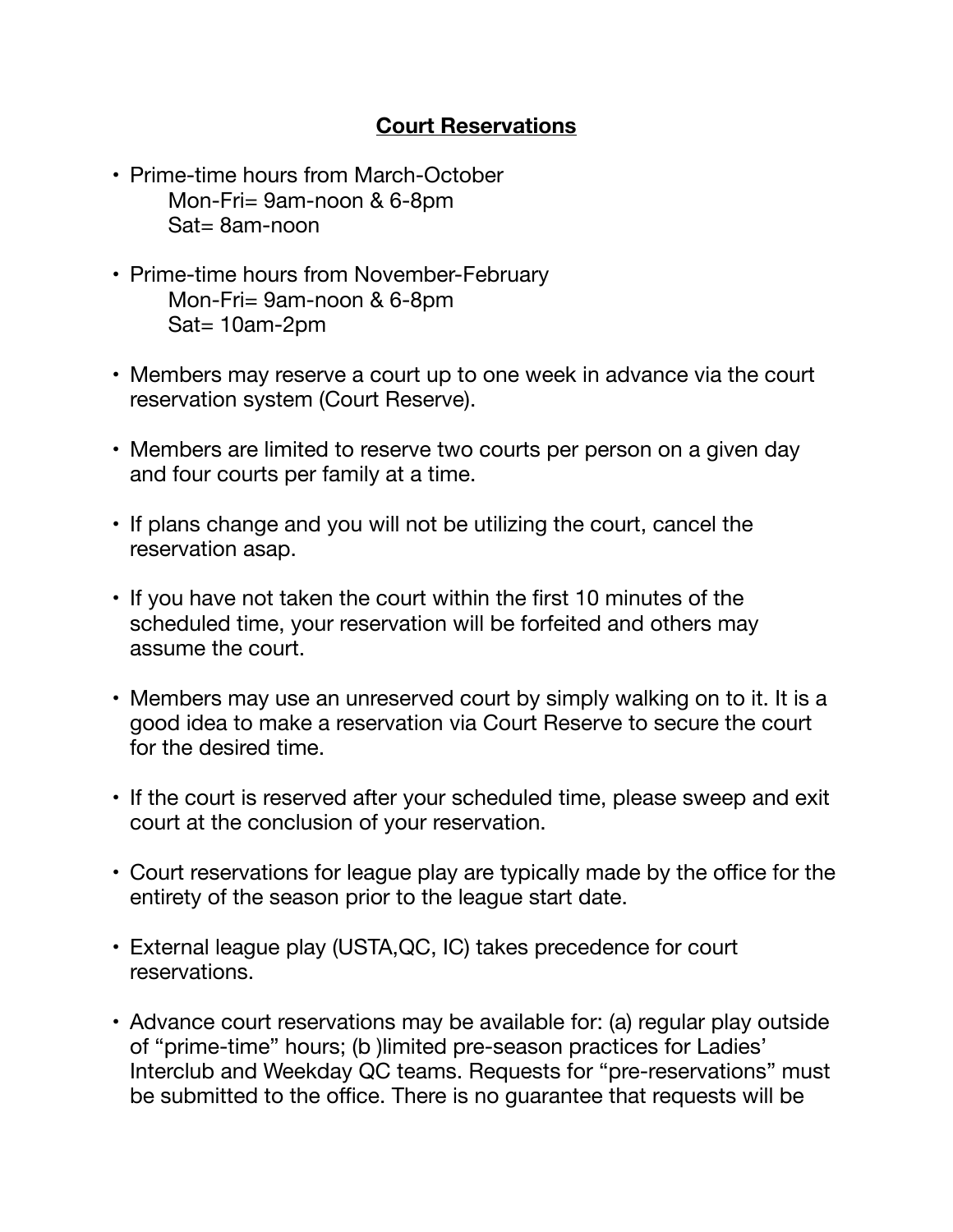## Court Reservations

- Prime-time hours from March-October
  - Mon-Fri= 9am-noon & 6-8pm
  - Sat= 8am-noon
- Prime-time hours from November-February
  - Mon-Fri= 9am-noon & 6-8pm
  - Sat= 10am-2pm
- Members may reserve a court up to one week in advance via the court reservation system (Court Reserve).
- Members are limited to reserve two courts per person on a given day and four courts per family at a time.
- If plans change and you will not be utilizing the court, cancel the reservation asap.
- If you have not taken the court within the first 10 minutes of the scheduled time, your reservation will be forfeited and others may assume the court.
- Members may use an unreserved court by simply walking on to it. It is a good idea to make a reservation via Court Reserve to secure the court for the desired time.
- If the court is reserved after your scheduled time, please sweep and exit court at the conclusion of your reservation.
- Court reservations for league play are typically made by the office for the entirety of the season prior to the league start date.
- External league play (USTA,QC, IC) takes precedence for court reservations.
- Advance court reservations may be available for: (a) regular play outside of "prime-time" hours; (b )limited pre-season practices for Ladies' Interclub and Weekday QC teams. Requests for "pre-reservations" must be submitted to the office. There is no guarantee that requests will be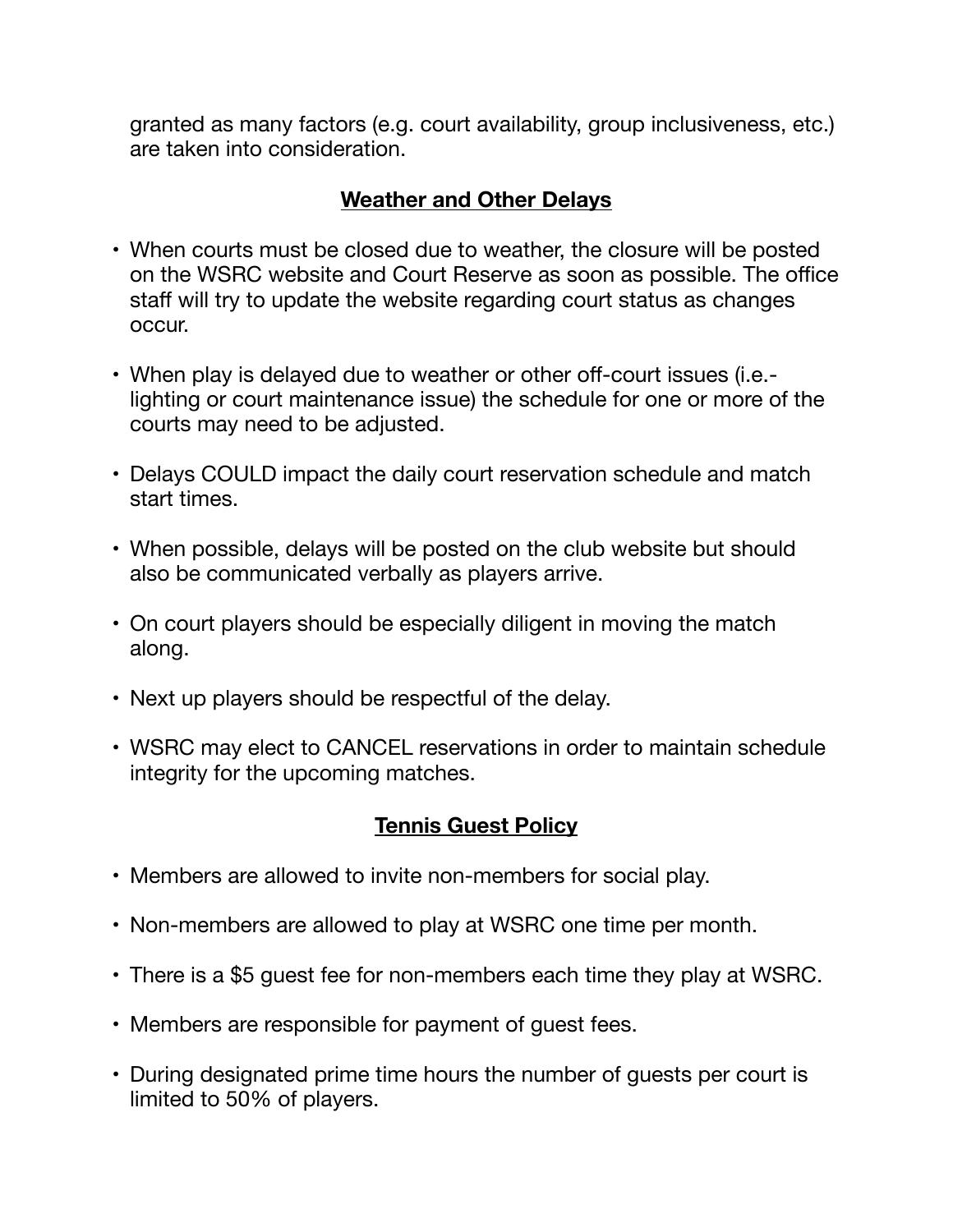granted as many factors (e.g. court availability, group inclusiveness, etc.) are taken into consideration.

## Weather and Other Delays

- When courts must be closed due to weather, the closure will be posted on the WSRC website and Court Reserve as soon as possible. The office staff will try to update the website regarding court status as changes occur.
- When play is delayed due to weather or other off-court issues (i.e.- lighting or court maintenance issue) the schedule for one or more of the courts may need to be adjusted.
- Delays COULD impact the daily court reservation schedule and match start times.
- When possible, delays will be posted on the club website but should also be communicated verbally as players arrive.
- On court players should be especially diligent in moving the match along.
- Next up players should be respectful of the delay.
- WSRC may elect to CANCEL reservations in order to maintain schedule integrity for the upcoming matches.

## Tennis Guest Policy

- Members are allowed to invite non-members for social play.
- Non-members are allowed to play at WSRC one time per month.
- There is a $5 guest fee for non-members each time they play at WSRC.
- Members are responsible for payment of guest fees.
- During designated prime time hours the number of guests per court is limited to 50% of players.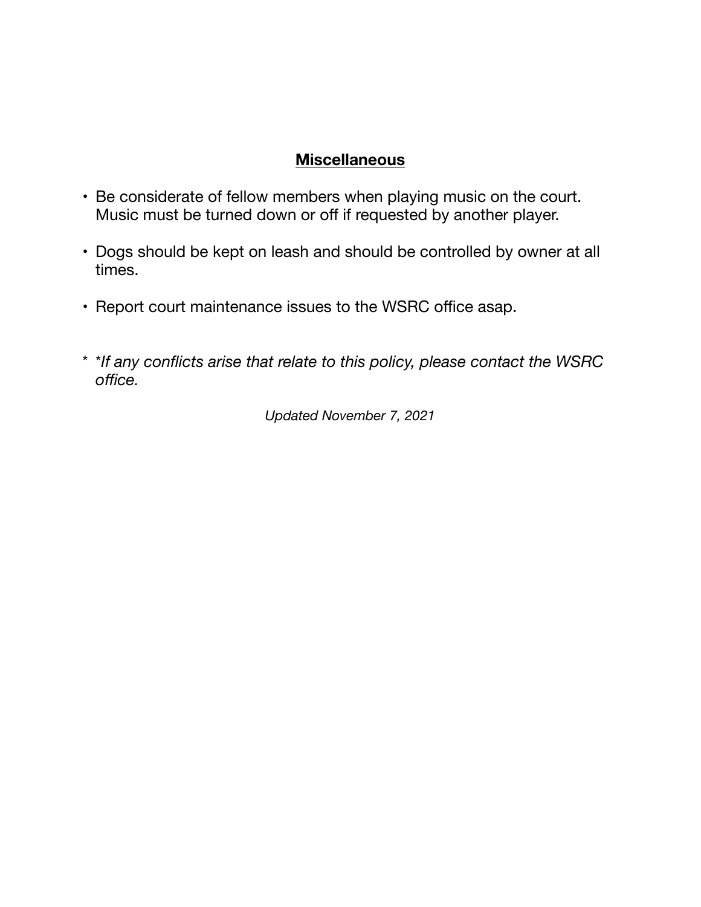## **Miscellaneous**

- Be considerate of fellow members when playing music on the court. Music must be turned down or off if requested by another player.
- Dogs should be kept on leash and should be controlled by owner at all times.
- Report court maintenance issues to the WSRC office asap.

* *\*If any conflicts arise that relate to this policy, please contact the WSRC office.*

*Updated November 7, 2021*